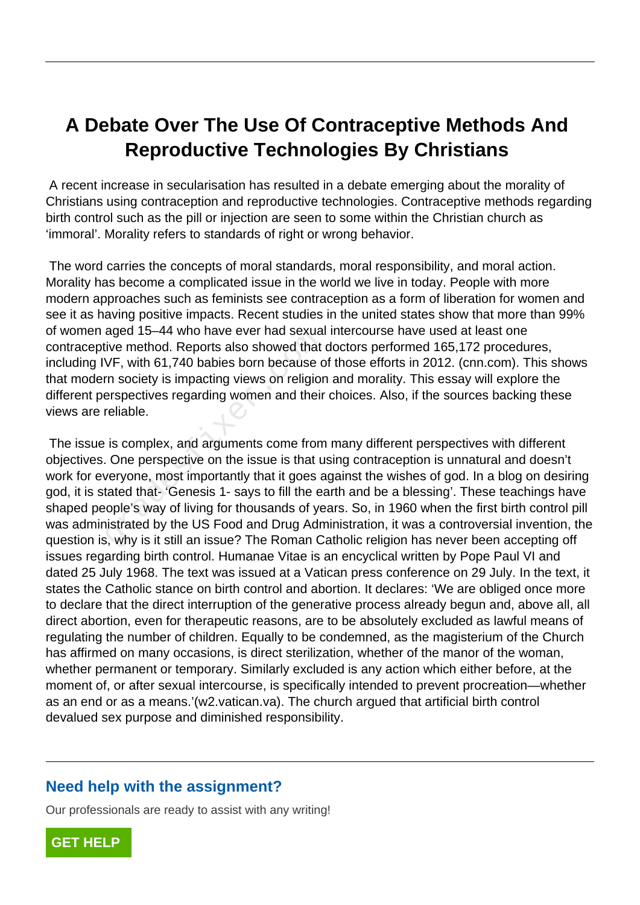# A Debate Over The Use Of Contraceptive Methods And Reproductive Technologies By Christians

A recent increase in secularisation has resulted in a debate emerging about the morality of Christians using contraception and reproductive technologies. Contraceptive methods regarding birth control such as the pill or injection are seen to some within the Christian church as 'immoral'. Morality refers to standards of right or wrong behavior.

The word carries the concepts of moral standards, moral responsibility, and moral action. Morality has become a complicated issue in the world we live in today. People with more modern approaches such as feminists see contraception as a form of liberation for women and see it as having positive impacts. Recent studies in the united states show that more than 99% of women aged 15–44 who have ever had sexual intercourse have used at least one contraceptive method. Reports also showed that doctors performed 165,172 procedures, including IVF, with 61,740 babies born because of those efforts in 2012. (cnn.com). This shows that modern society is impacting views on religion and morality. This essay will explore the different perspectives regarding women and their choices. Also, if the sources backing these views are reliable.

The issue is complex, and arguments come from many different perspectives with different objectives. One perspective on the issue is that using contraception is unnatural and doesn't work for everyone, most importantly that it goes against the wishes of god. In a blog on desiring god, it is stated that- 'Genesis 1- says to fill the earth and be a blessing'. These teachings have shaped people's way of living for thousands of years. So, in 1960 when the first birth control pill was administrated by the US Food and Drug Administration, it was a controversial invention, the question is, why is it still an issue? The Roman Catholic religion has never been accepting off issues regarding birth control. Humanae Vitae is an encyclical written by Pope Paul VI and dated 25 July 1968. The text was issued at a Vatican press conference on 29 July. In the text, it states the Catholic stance on birth control and abortion. It declares: 'We are obliged once more to declare that the direct interruption of the generative process already begun and, above all, all direct abortion, even for therapeutic reasons, are to be absolutely excluded as lawful means of regulating the number of children. Equally to be condemned, as the magisterium of the Church has affirmed on many occasions, is direct sterilization, whether of the manor of the woman, whether permanent or temporary. Similarly excluded is any action which either before, at the moment of, or after sexual intercourse, is specifically intended to prevent procreation—whether as an end or as a means.'(w2.vatican.va). The church argued that artificial birth control devalued sex purpose and diminished responsibility.

## Need help with the assignment?

Our professionals are ready to assist with any writing!

GET HELP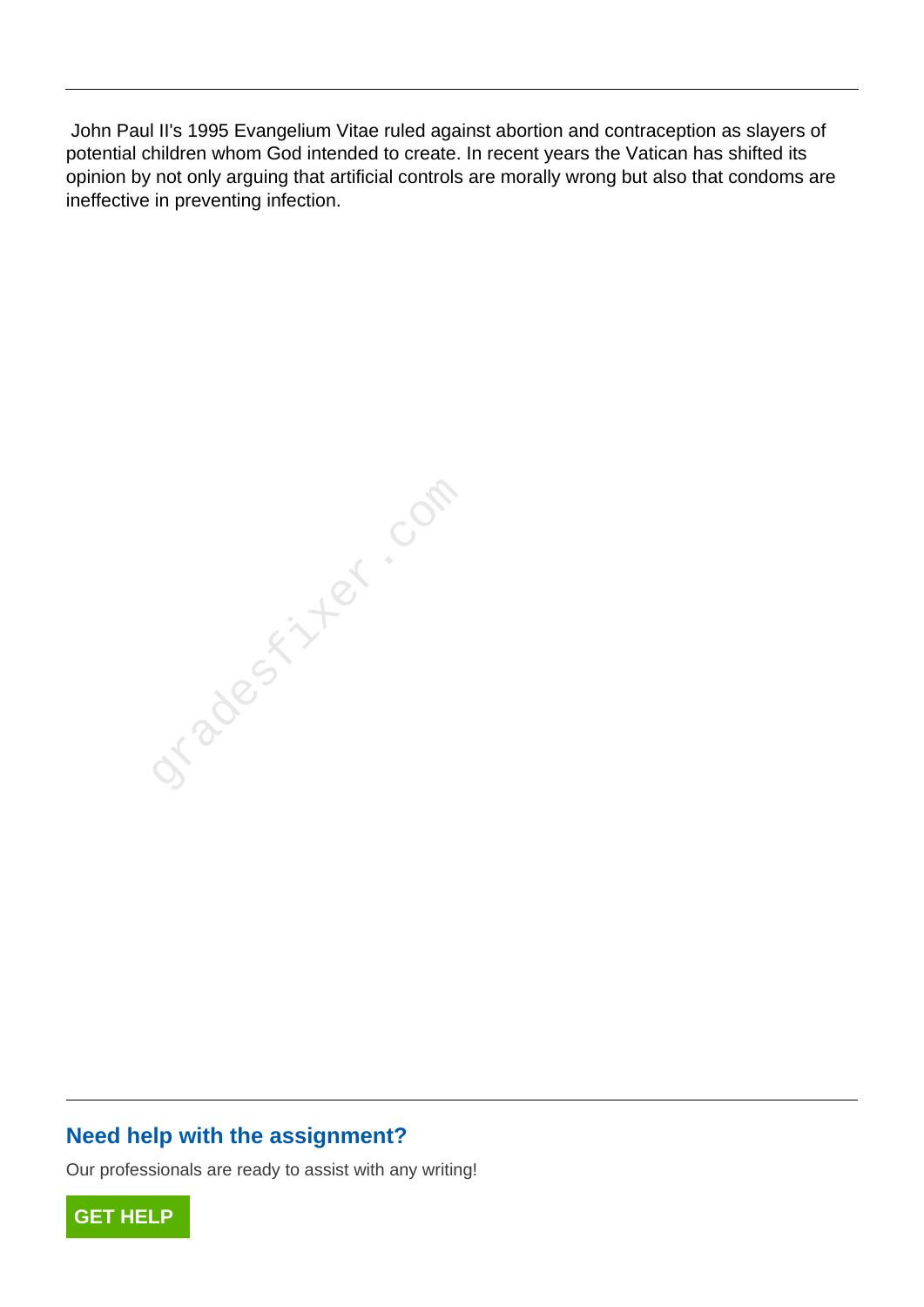John Paul II's 1995 Evangelium Vitae ruled against abortion and contraception as slayers of potential children whom God intended to create. In recent years the Vatican has shifted its opinion by not only arguing that artificial controls are morally wrong but also that condoms are ineffective in preventing infection.